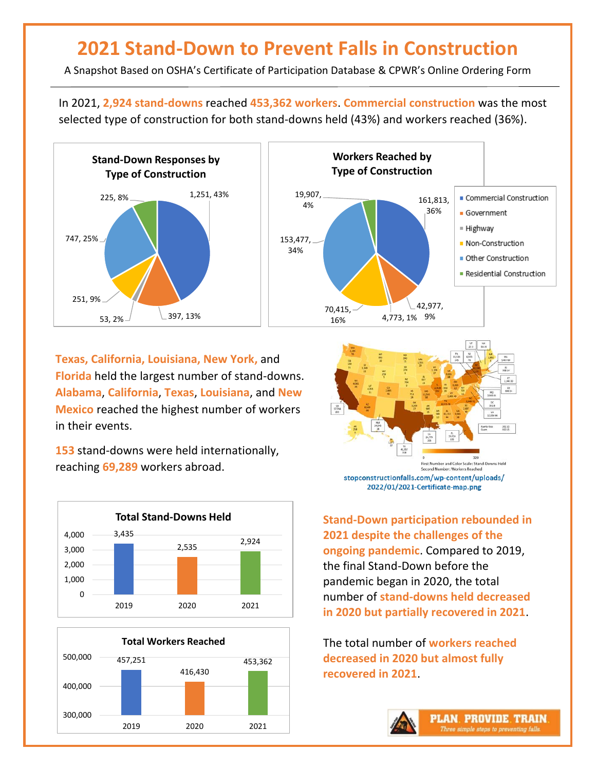# 2021 Stand-Down to Prevent Falls in Construction

A Snapshot Based on OSHA's Certificate of Participation Database & CPWR's Online Ordering Form

In 2021, **2,924 stand-downs** reached **453,362 workers**. **Commercial construction** was the most selected type of construction for both stand-downs held (43%) and workers reached (36%).

**Stand-Down Responses by Type of Construction**

| Type of Construction | Stand-Downs | Percent |
|---|---|---|
| Commercial Construction | 1,251 | 43% |
| Government | 397 | 13% |
| Highway | 53 | 2% |
| Non-Construction | 251 | 9% |
| Other Construction | 747 | 25% |
| Residential Construction | 225 | 8% |

**Workers Reached by Type of Construction**

| Type of Construction | Workers | Percent |
|---|---|---|
| Commercial Construction | 161,813 | 36% |
| Government | 42,977 | 9% |
| Highway | 4,773 | 1% |
| Non-Construction | 70,415 | 16% |
| Other Construction | 153,477 | 34% |
| Residential Construction | 19,907 | 4% |

**Texas, California, Louisiana, New York,** and **Florida** held the largest number of stand-downs. **Alabama**, **California**, **Texas**, **Louisiana**, and **New Mexico** reached the highest number of workers in their events.

**153** stand-downs were held internationally, reaching **69,289** workers abroad.

First Number and Color Scale: Stand-Downs Held
Second Number: Workers Reached

stopconstructionfalls.com/wp-content/uploads/2022/01/2021-Certificate-map.png

**Total Stand-Downs Held**

| Year | Stand-Downs |
|---|---|
| 2019 | 3,435 |
| 2020 | 2,535 |
| 2021 | 2,924 |

**Total Workers Reached**

| Year | Workers |
|---|---|
| 2019 | 457,251 |
| 2020 | 416,430 |
| 2021 | 453,362 |

**Stand-Down participation rebounded in 2021 despite the challenges of the ongoing pandemic**. Compared to 2019, the final Stand-Down before the pandemic began in 2020, the total number of **stand-downs held decreased in 2020 but partially recovered in 2021**.

The total number of **workers reached decreased in 2020 but almost fully recovered in 2021**.

PLAN. PROVIDE. TRAIN.
*Three simple steps to preventing falls.*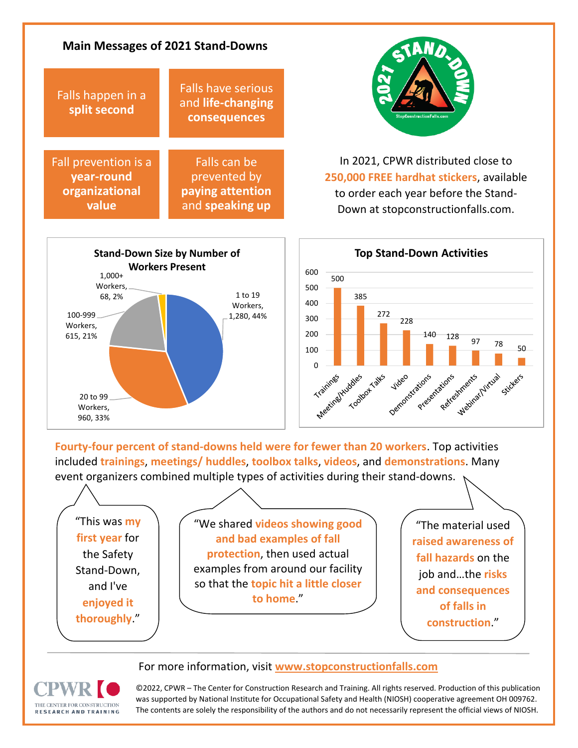## Main Messages of 2021 Stand-Downs

Falls happen in a **split second**

Falls have serious and **life-changing consequences**

Fall prevention is a **year-round organizational value**

Falls can be prevented by **paying attention** and **speaking up**

2021 STAND-DOWN
StopConstructionFalls.com

In 2021, CPWR distributed close to **250,000 FREE hardhat stickers**, available to order each year before the Stand-Down at stopconstructionfalls.com.

**Stand-Down Size by Number of Workers Present**

1 to 19 Workers, 1,280, 44%

20 to 99 Workers, 960, 33%

100-999 Workers, 615, 21%

1,000+ Workers, 68, 2%

**Top Stand-Down Activities**

600
500
400
300
200
100
0

Trainings 500
Meeting/Huddles 385
Toolbox Talks 272
Video 228
Demonstrations 140
Presentations 128
Refreshments 97
Webinar/Virtual 78
Stickers 50

**Fourty-four percent of stand-downs held were for fewer than 20 workers**. Top activities included **trainings**, **meetings/ huddles**, **toolbox talks**, **videos**, and **demonstrations**. Many event organizers combined multiple types of activities during their stand-downs.

"This was **my first year** for the Safety Stand-Down, and I've **enjoyed it thoroughly**."

"We shared **videos showing good and bad examples of fall protection**, then used actual examples from around our facility so that the **topic hit a little closer to home**."

"The material used **raised awareness of fall hazards** on the job and…the **risks and consequences of falls in construction**."

For more information, visit **www.stopconstructionfalls.com**

CPWR – THE CENTER FOR CONSTRUCTION RESEARCH AND TRAINING

©2022, CPWR – The Center for Construction Research and Training. All rights reserved. Production of this publication was supported by National Institute for Occupational Safety and Health (NIOSH) cooperative agreement OH 009762. The contents are solely the responsibility of the authors and do not necessarily represent the official views of NIOSH.